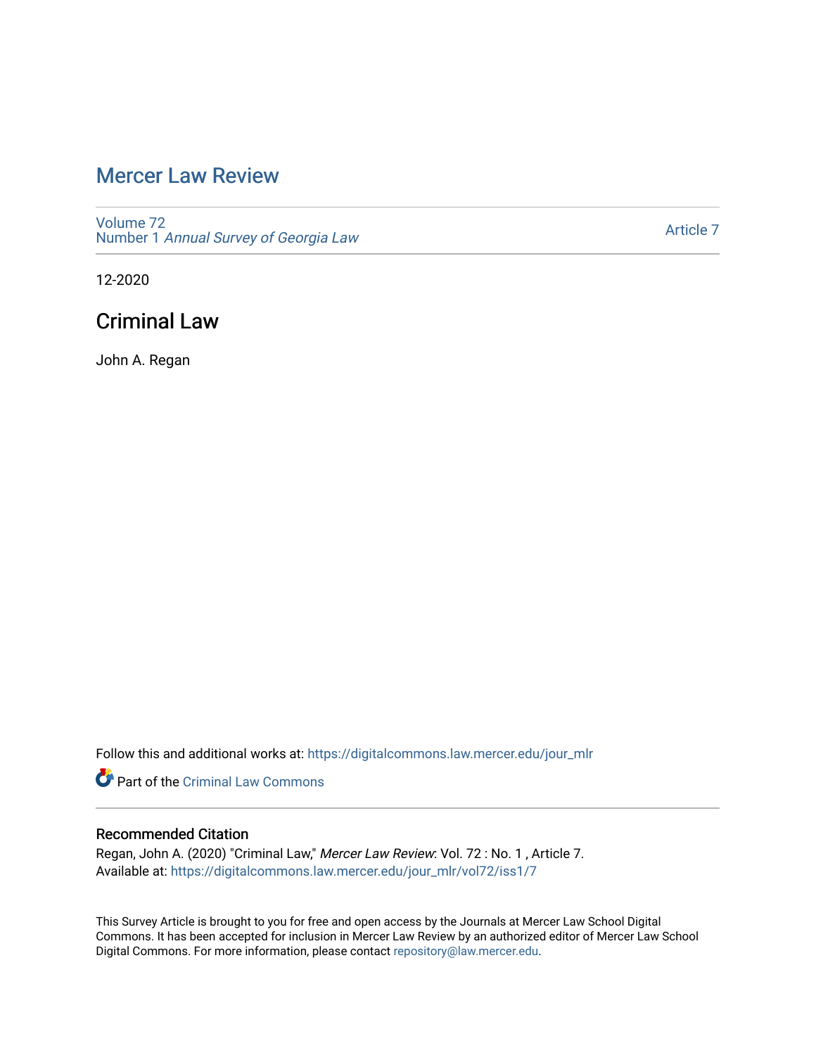# Mercer Law Review

Volume 72
Number 1 *Annual Survey of Georgia Law*

Article 7

12-2020

## Criminal Law

John A. Regan

Follow this and additional works at: https://digitalcommons.law.mercer.edu/jour_mlr

Part of the Criminal Law Commons

### Recommended Citation

Regan, John A. (2020) "Criminal Law," *Mercer Law Review*: Vol. 72 : No. 1 , Article 7.
Available at: https://digitalcommons.law.mercer.edu/jour_mlr/vol72/iss1/7

This Survey Article is brought to you for free and open access by the Journals at Mercer Law School Digital Commons. It has been accepted for inclusion in Mercer Law Review by an authorized editor of Mercer Law School Digital Commons. For more information, please contact repository@law.mercer.edu.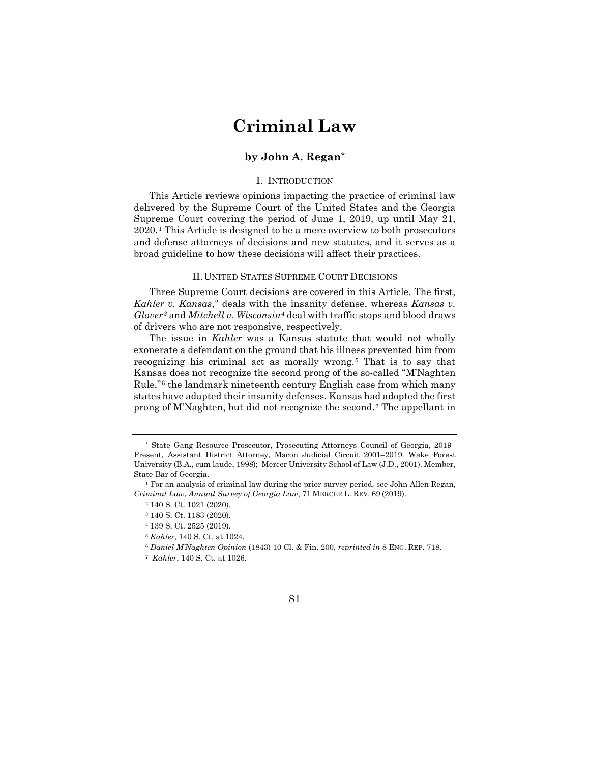# Criminal Law

### by John A. Regan*

## I. INTRODUCTION

This Article reviews opinions impacting the practice of criminal law delivered by the Supreme Court of the United States and the Georgia Supreme Court covering the period of June 1, 2019, up until May 21, 2020.[1] This Article is designed to be a mere overview to both prosecutors and defense attorneys of decisions and new statutes, and it serves as a broad guideline to how these decisions will affect their practices.

## II. UNITED STATES SUPREME COURT DECISIONS

Three Supreme Court decisions are covered in this Article. The first, *Kahler v. Kansas*,[2] deals with the insanity defense, whereas *Kansas v. Glover*[3] and *Mitchell v. Wisconsin*[4] deal with traffic stops and blood draws of drivers who are not responsive, respectively.

The issue in *Kahler* was a Kansas statute that would not wholly exonerate a defendant on the ground that his illness prevented him from recognizing his criminal act as morally wrong.[5] That is to say that Kansas does not recognize the second prong of the so-called "M'Naghten Rule,"[6] the landmark nineteenth century English case from which many states have adapted their insanity defenses. Kansas had adopted the first prong of M'Naghten, but did not recognize the second.[7] The appellant in

---

\* State Gang Resource Prosecutor, Prosecuting Attorneys Council of Georgia, 2019–Present, Assistant District Attorney, Macon Judicial Circuit 2001–2019. Wake Forest University (B.A., cum laude, 1998); Mercer University School of Law (J.D., 2001). Member, State Bar of Georgia.

[1] For an analysis of criminal law during the prior survey period, see John Allen Regan, *Criminal Law*, *Annual Survey of Georgia Law*, 71 MERCER L. REV. 69 (2019).

[2] 140 S. Ct. 1021 (2020).

[3] 140 S. Ct. 1183 (2020).

[4] 139 S. Ct. 2525 (2019).

[5] *Kahler*, 140 S. Ct. at 1024.

[6] *Daniel M'Naghten Opinion* (1843) 10 Cl. & Fin. 200, *reprinted in* 8 ENG. REP. 718.

[7] *Kahler*, 140 S. Ct. at 1026.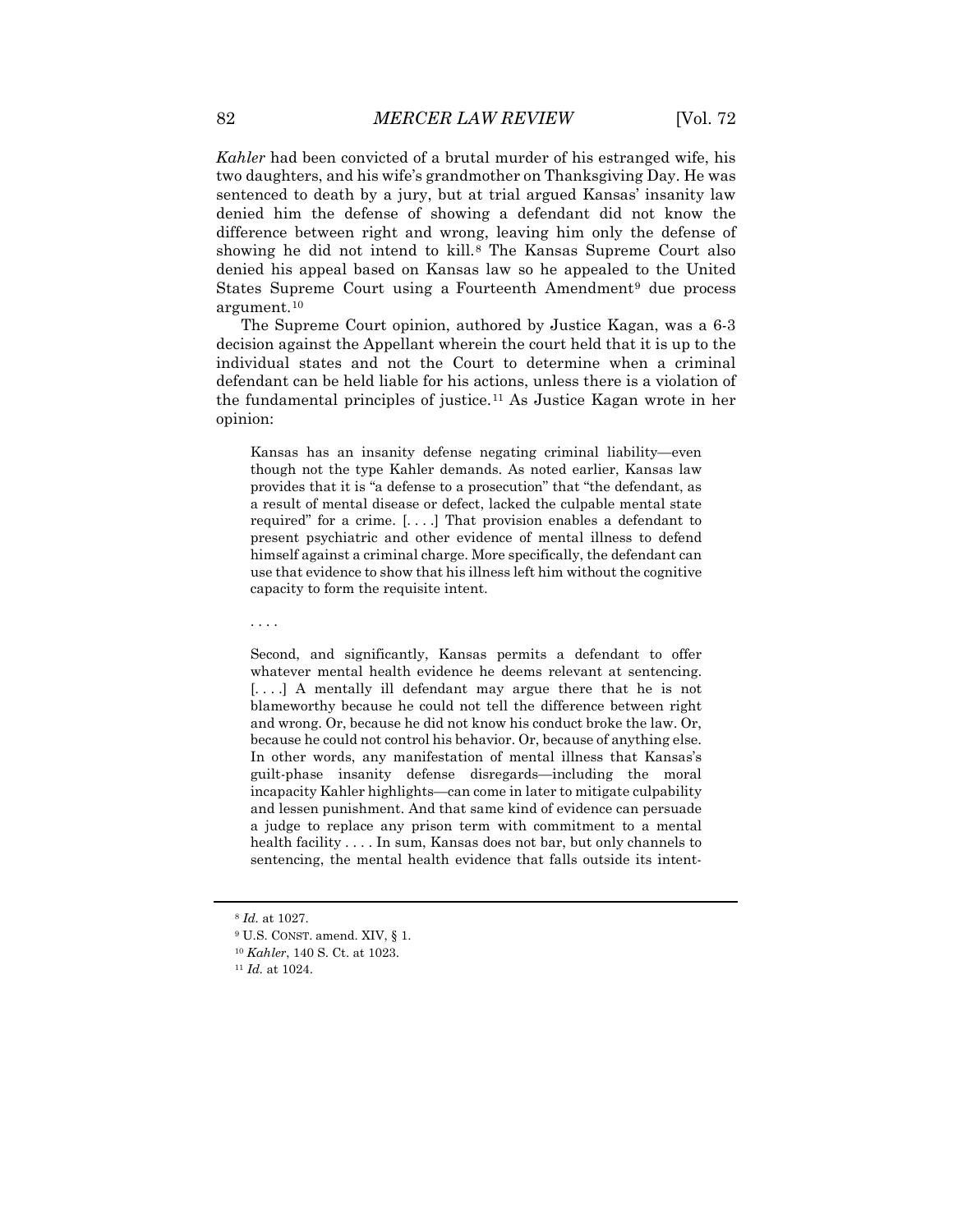*Kahler* had been convicted of a brutal murder of his estranged wife, his two daughters, and his wife's grandmother on Thanksgiving Day. He was sentenced to death by a jury, but at trial argued Kansas' insanity law denied him the defense of showing a defendant did not know the difference between right and wrong, leaving him only the defense of showing he did not intend to kill.[8] The Kansas Supreme Court also denied his appeal based on Kansas law so he appealed to the United States Supreme Court using a Fourteenth Amendment[9] due process argument.[10]

The Supreme Court opinion, authored by Justice Kagan, was a 6-3 decision against the Appellant wherein the court held that it is up to the individual states and not the Court to determine when a criminal defendant can be held liable for his actions, unless there is a violation of the fundamental principles of justice.[11] As Justice Kagan wrote in her opinion:

> Kansas has an insanity defense negating criminal liability—even though not the type Kahler demands. As noted earlier, Kansas law provides that it is "a defense to a prosecution" that "the defendant, as a result of mental disease or defect, lacked the culpable mental state required" for a crime. [. . . .] That provision enables a defendant to present psychiatric and other evidence of mental illness to defend himself against a criminal charge. More specifically, the defendant can use that evidence to show that his illness left him without the cognitive capacity to form the requisite intent.
>
> . . . .
>
> Second, and significantly, Kansas permits a defendant to offer whatever mental health evidence he deems relevant at sentencing. [. . . .] A mentally ill defendant may argue there that he is not blameworthy because he could not tell the difference between right and wrong. Or, because he did not know his conduct broke the law. Or, because he could not control his behavior. Or, because of anything else. In other words, any manifestation of mental illness that Kansas's guilt-phase insanity defense disregards—including the moral incapacity Kahler highlights—can come in later to mitigate culpability and lessen punishment. And that same kind of evidence can persuade a judge to replace any prison term with commitment to a mental health facility . . . . In sum, Kansas does not bar, but only channels to sentencing, the mental health evidence that falls outside its intent-

---

[8] *Id.* at 1027.

[9] U.S. CONST. amend. XIV, § 1.

[10] *Kahler*, 140 S. Ct. at 1023.

[11] *Id.* at 1024.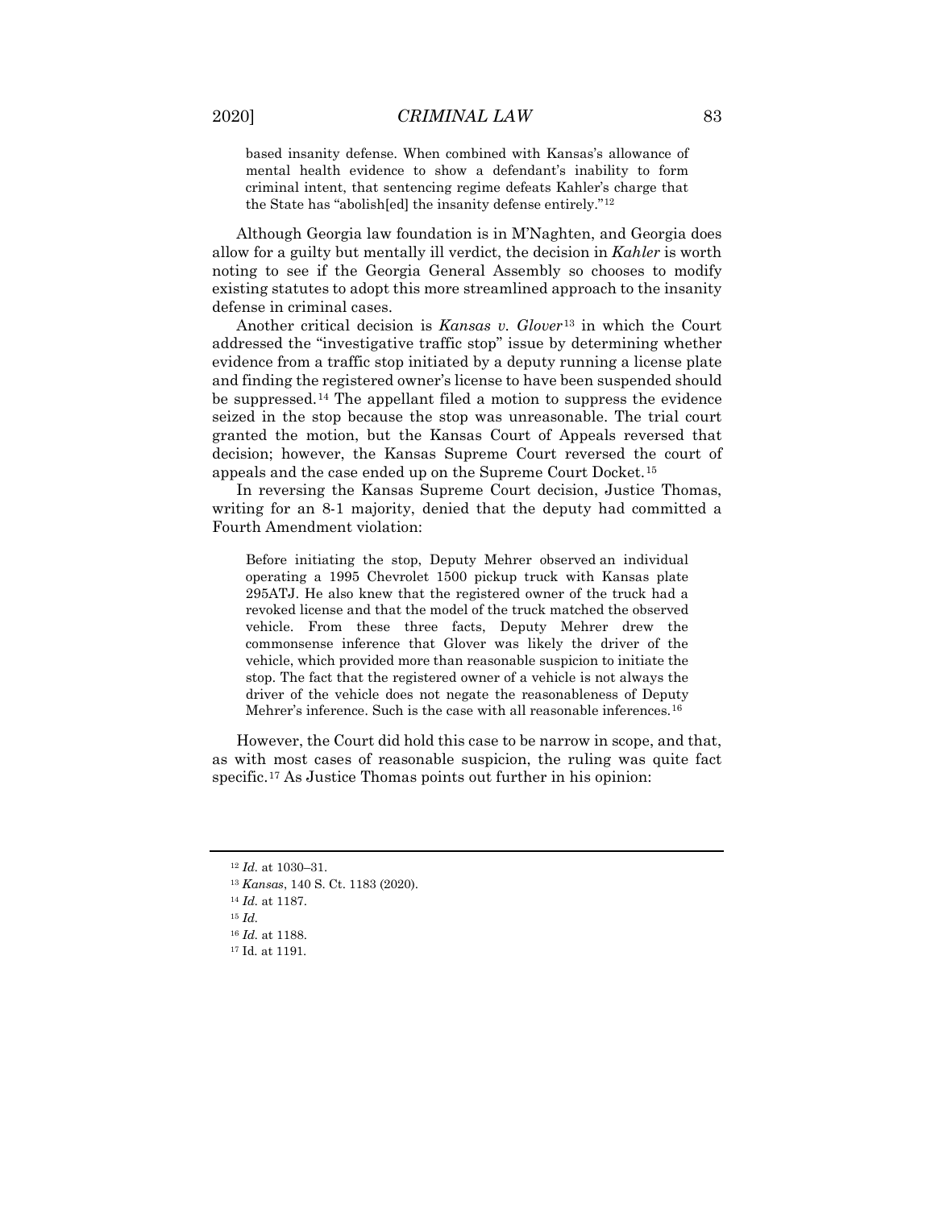based insanity defense. When combined with Kansas's allowance of mental health evidence to show a defendant's inability to form criminal intent, that sentencing regime defeats Kahler's charge that the State has "abolish[ed] the insanity defense entirely."[12]

Although Georgia law foundation is in M'Naghten, and Georgia does allow for a guilty but mentally ill verdict, the decision in *Kahler* is worth noting to see if the Georgia General Assembly so chooses to modify existing statutes to adopt this more streamlined approach to the insanity defense in criminal cases.

Another critical decision is *Kansas v. Glover*[13] in which the Court addressed the "investigative traffic stop" issue by determining whether evidence from a traffic stop initiated by a deputy running a license plate and finding the registered owner's license to have been suspended should be suppressed.[14] The appellant filed a motion to suppress the evidence seized in the stop because the stop was unreasonable. The trial court granted the motion, but the Kansas Court of Appeals reversed that decision; however, the Kansas Supreme Court reversed the court of appeals and the case ended up on the Supreme Court Docket.[15]

In reversing the Kansas Supreme Court decision, Justice Thomas, writing for an 8-1 majority, denied that the deputy had committed a Fourth Amendment violation:

> Before initiating the stop, Deputy Mehrer observed an individual operating a 1995 Chevrolet 1500 pickup truck with Kansas plate 295ATJ. He also knew that the registered owner of the truck had a revoked license and that the model of the truck matched the observed vehicle. From these three facts, Deputy Mehrer drew the commonsense inference that Glover was likely the driver of the vehicle, which provided more than reasonable suspicion to initiate the stop. The fact that the registered owner of a vehicle is not always the driver of the vehicle does not negate the reasonableness of Deputy Mehrer's inference. Such is the case with all reasonable inferences.[16]

However, the Court did hold this case to be narrow in scope, and that, as with most cases of reasonable suspicion, the ruling was quite fact specific.[17] As Justice Thomas points out further in his opinion:

---

[12] *Id.* at 1030–31.

[13] *Kansas*, 140 S. Ct. 1183 (2020).

[14] *Id.* at 1187.

[15] *Id.*

[16] *Id.* at 1188.

[17] Id. at 1191.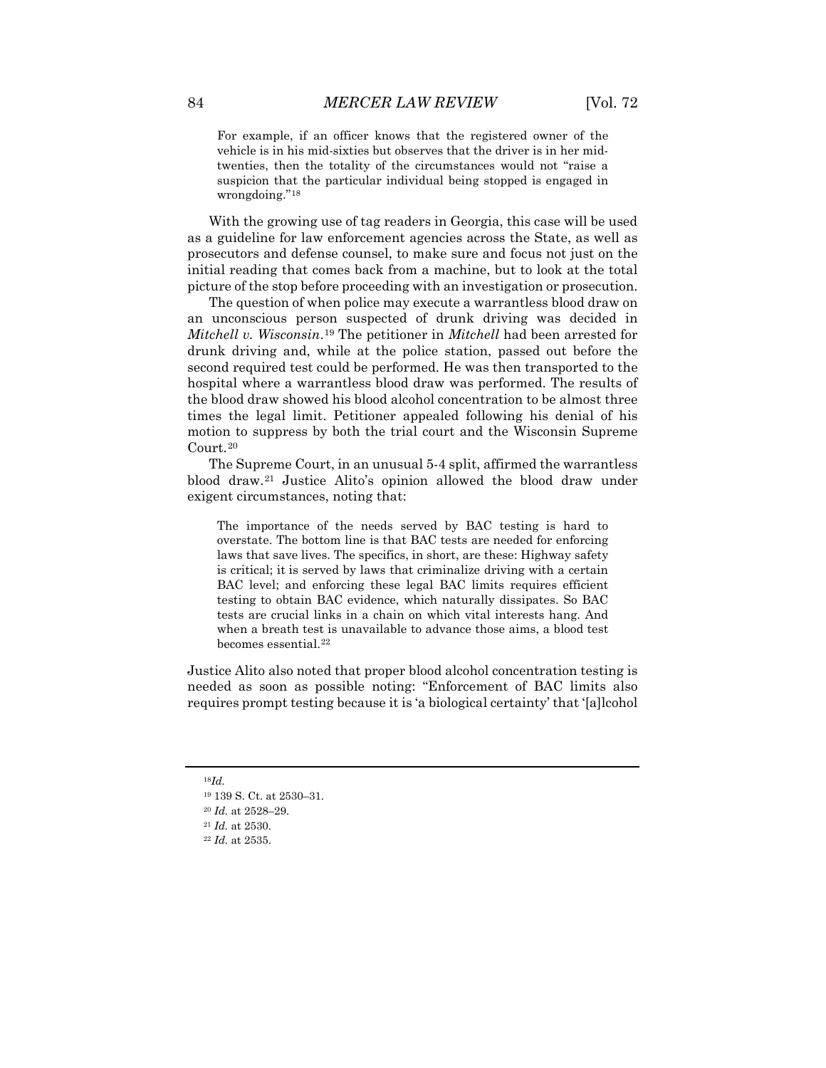> For example, if an officer knows that the registered owner of the vehicle is in his mid-sixties but observes that the driver is in her mid-twenties, then the totality of the circumstances would not "raise a suspicion that the particular individual being stopped is engaged in wrongdoing."[18]

With the growing use of tag readers in Georgia, this case will be used as a guideline for law enforcement agencies across the State, as well as prosecutors and defense counsel, to make sure and focus not just on the initial reading that comes back from a machine, but to look at the total picture of the stop before proceeding with an investigation or prosecution.

The question of when police may execute a warrantless blood draw on an unconscious person suspected of drunk driving was decided in *Mitchell v. Wisconsin*.[19] The petitioner in *Mitchell* had been arrested for drunk driving and, while at the police station, passed out before the second required test could be performed. He was then transported to the hospital where a warrantless blood draw was performed. The results of the blood draw showed his blood alcohol concentration to be almost three times the legal limit. Petitioner appealed following his denial of his motion to suppress by both the trial court and the Wisconsin Supreme Court.[20]

The Supreme Court, in an unusual 5-4 split, affirmed the warrantless blood draw.[21] Justice Alito's opinion allowed the blood draw under exigent circumstances, noting that:

> The importance of the needs served by BAC testing is hard to overstate. The bottom line is that BAC tests are needed for enforcing laws that save lives. The specifics, in short, are these: Highway safety is critical; it is served by laws that criminalize driving with a certain BAC level; and enforcing these legal BAC limits requires efficient testing to obtain BAC evidence, which naturally dissipates. So BAC tests are crucial links in a chain on which vital interests hang. And when a breath test is unavailable to advance those aims, a blood test becomes essential.[22]

Justice Alito also noted that proper blood alcohol concentration testing is needed as soon as possible noting: "Enforcement of BAC limits also requires prompt testing because it is 'a biological certainty' that '[a]lcohol

---

[18] *Id.*

[19] 139 S. Ct. at 2530–31.

[20] *Id.* at 2528–29.

[21] *Id.* at 2530.

[22] *Id.* at 2535.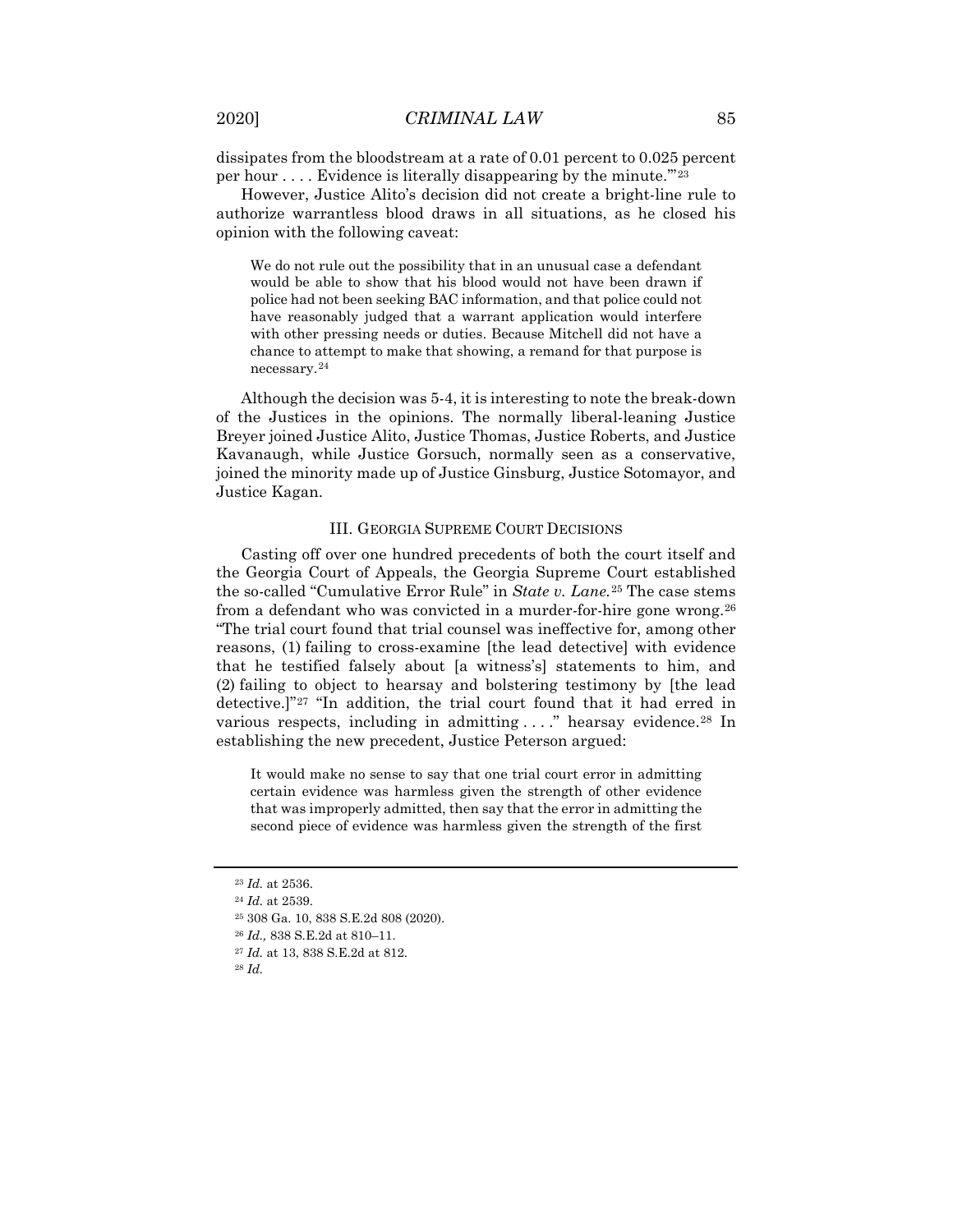dissipates from the bloodstream at a rate of 0.01 percent to 0.025 percent per hour . . . . Evidence is literally disappearing by the minute.'"[23]

However, Justice Alito's decision did not create a bright-line rule to authorize warrantless blood draws in all situations, as he closed his opinion with the following caveat:

> We do not rule out the possibility that in an unusual case a defendant would be able to show that his blood would not have been drawn if police had not been seeking BAC information, and that police could not have reasonably judged that a warrant application would interfere with other pressing needs or duties. Because Mitchell did not have a chance to attempt to make that showing, a remand for that purpose is necessary.[24]

Although the decision was 5-4, it is interesting to note the break-down of the Justices in the opinions. The normally liberal-leaning Justice Breyer joined Justice Alito, Justice Thomas, Justice Roberts, and Justice Kavanaugh, while Justice Gorsuch, normally seen as a conservative, joined the minority made up of Justice Ginsburg, Justice Sotomayor, and Justice Kagan.

## III. GEORGIA SUPREME COURT DECISIONS

Casting off over one hundred precedents of both the court itself and the Georgia Court of Appeals, the Georgia Supreme Court established the so-called "Cumulative Error Rule" in *State v. Lane.*[25] The case stems from a defendant who was convicted in a murder-for-hire gone wrong.[26] "The trial court found that trial counsel was ineffective for, among other reasons, (1) failing to cross-examine [the lead detective] with evidence that he testified falsely about [a witness's] statements to him, and (2) failing to object to hearsay and bolstering testimony by [the lead detective.]"[27] "In addition, the trial court found that it had erred in various respects, including in admitting . . . ." hearsay evidence.[28] In establishing the new precedent, Justice Peterson argued:

> It would make no sense to say that one trial court error in admitting certain evidence was harmless given the strength of other evidence that was improperly admitted, then say that the error in admitting the second piece of evidence was harmless given the strength of the first

---

[23] *Id.* at 2536.

[24] *Id.* at 2539.

[25] 308 Ga. 10, 838 S.E.2d 808 (2020).

[26] *Id.,* 838 S.E.2d at 810–11.

[27] *Id.* at 13, 838 S.E.2d at 812.

[28] *Id.*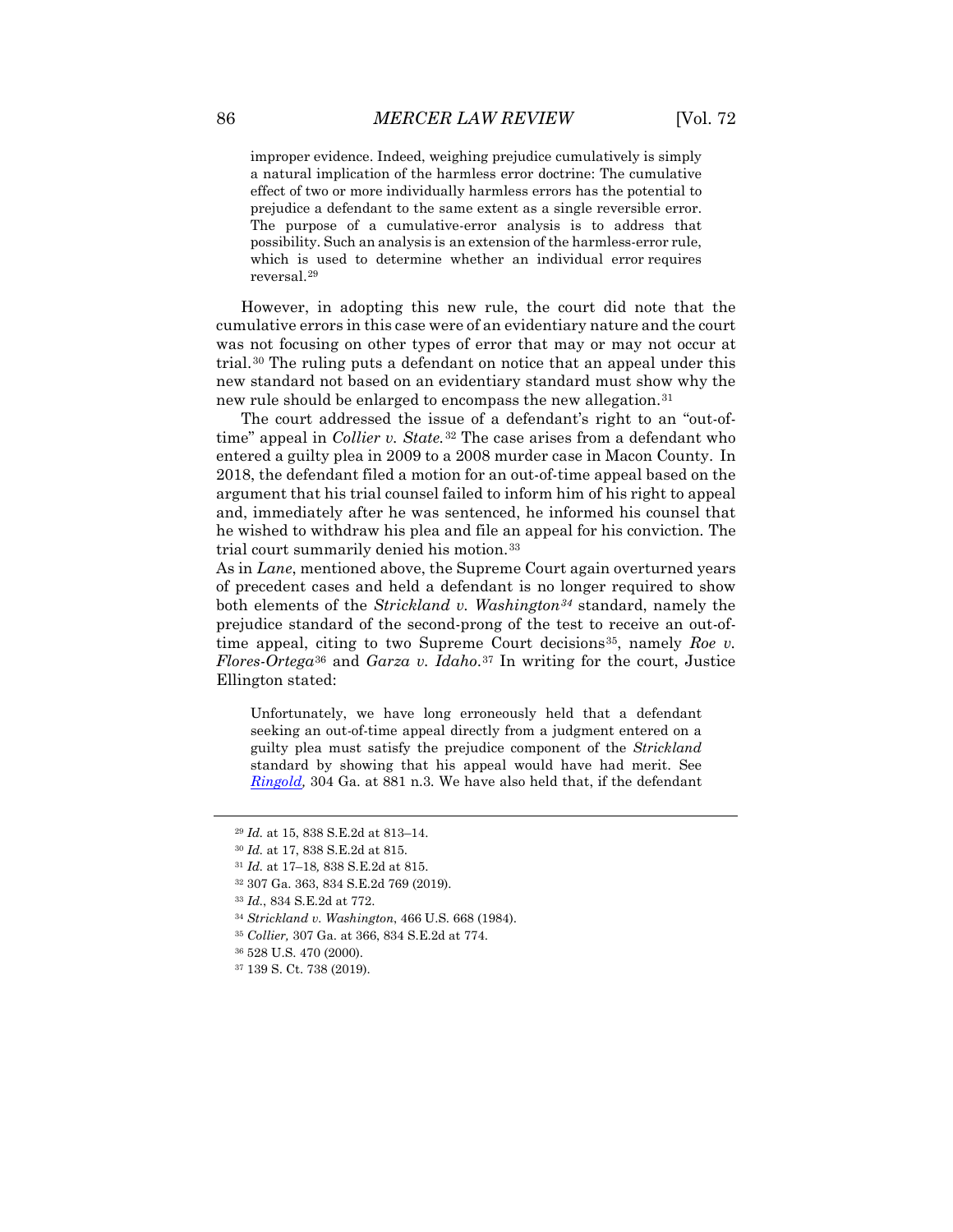improper evidence. Indeed, weighing prejudice cumulatively is simply a natural implication of the harmless error doctrine: The cumulative effect of two or more individually harmless errors has the potential to prejudice a defendant to the same extent as a single reversible error. The purpose of a cumulative-error analysis is to address that possibility. Such an analysis is an extension of the harmless-error rule, which is used to determine whether an individual error requires reversal.[29]

However, in adopting this new rule, the court did note that the cumulative errors in this case were of an evidentiary nature and the court was not focusing on other types of error that may or may not occur at trial.[30] The ruling puts a defendant on notice that an appeal under this new standard not based on an evidentiary standard must show why the new rule should be enlarged to encompass the new allegation.[31]

The court addressed the issue of a defendant's right to an "out-of-time" appeal in *Collier v. State.*[32] The case arises from a defendant who entered a guilty plea in 2009 to a 2008 murder case in Macon County. In 2018, the defendant filed a motion for an out-of-time appeal based on the argument that his trial counsel failed to inform him of his right to appeal and, immediately after he was sentenced, he informed his counsel that he wished to withdraw his plea and file an appeal for his conviction. The trial court summarily denied his motion.[33]

As in *Lane*, mentioned above, the Supreme Court again overturned years of precedent cases and held a defendant is no longer required to show both elements of the *Strickland v. Washington*[34] standard, namely the prejudice standard of the second-prong of the test to receive an out-of-time appeal, citing to two Supreme Court decisions[35], namely *Roe v. Flores-Ortega*[36] and *Garza v. Idaho*.[37] In writing for the court, Justice Ellington stated:

> Unfortunately, we have long erroneously held that a defendant seeking an out-of-time appeal directly from a judgment entered on a guilty plea must satisfy the prejudice component of the *Strickland* standard by showing that his appeal would have had merit. See *Ringold,* 304 Ga. at 881 n.3. We have also held that, if the defendant

---

[29] *Id.* at 15, 838 S.E.2d at 813–14.

[30] *Id.* at 17, 838 S.E.2d at 815.

[31] *Id.* at 17–18, 838 S.E.2d at 815.

[32] 307 Ga. 363, 834 S.E.2d 769 (2019).

[33] *Id.*, 834 S.E.2d at 772.

[34] *Strickland v. Washington*, 466 U.S. 668 (1984).

[35] *Collier,* 307 Ga. at 366, 834 S.E.2d at 774.

[36] 528 U.S. 470 (2000).

[37] 139 S. Ct. 738 (2019).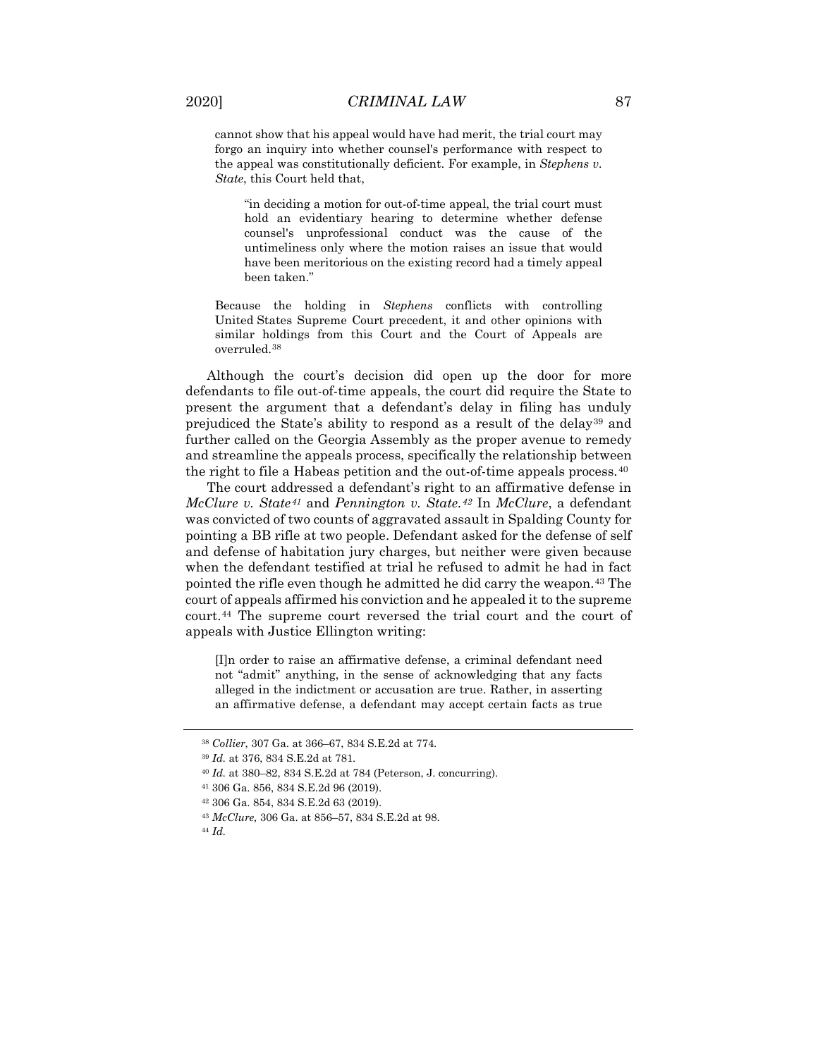cannot show that his appeal would have had merit, the trial court may forgo an inquiry into whether counsel's performance with respect to the appeal was constitutionally deficient. For example, in *Stephens v. State*, this Court held that,

> "in deciding a motion for out-of-time appeal, the trial court must hold an evidentiary hearing to determine whether defense counsel's unprofessional conduct was the cause of the untimeliness only where the motion raises an issue that would have been meritorious on the existing record had a timely appeal been taken."

Because the holding in *Stephens* conflicts with controlling United States Supreme Court precedent, it and other opinions with similar holdings from this Court and the Court of Appeals are overruled.[38]

Although the court's decision did open up the door for more defendants to file out-of-time appeals, the court did require the State to present the argument that a defendant's delay in filing has unduly prejudiced the State's ability to respond as a result of the delay[39] and further called on the Georgia Assembly as the proper avenue to remedy and streamline the appeals process, specifically the relationship between the right to file a Habeas petition and the out-of-time appeals process.[40]

The court addressed a defendant's right to an affirmative defense in *McClure v. State*[41] and *Pennington v. State.*[42] In *McClure*, a defendant was convicted of two counts of aggravated assault in Spalding County for pointing a BB rifle at two people. Defendant asked for the defense of self and defense of habitation jury charges, but neither were given because when the defendant testified at trial he refused to admit he had in fact pointed the rifle even though he admitted he did carry the weapon.[43] The court of appeals affirmed his conviction and he appealed it to the supreme court.[44] The supreme court reversed the trial court and the court of appeals with Justice Ellington writing:

> [I]n order to raise an affirmative defense, a criminal defendant need not "admit" anything, in the sense of acknowledging that any facts alleged in the indictment or accusation are true. Rather, in asserting an affirmative defense, a defendant may accept certain facts as true

---

[38] *Collier*, 307 Ga. at 366–67, 834 S.E.2d at 774.

[39] *Id.* at 376, 834 S.E.2d at 781.

[40] *Id.* at 380–82, 834 S.E.2d at 784 (Peterson, J. concurring).

[41] 306 Ga. 856, 834 S.E.2d 96 (2019).

[42] 306 Ga. 854, 834 S.E.2d 63 (2019).

[43] *McClure,* 306 Ga. at 856–57, 834 S.E.2d at 98.

[44] *Id.*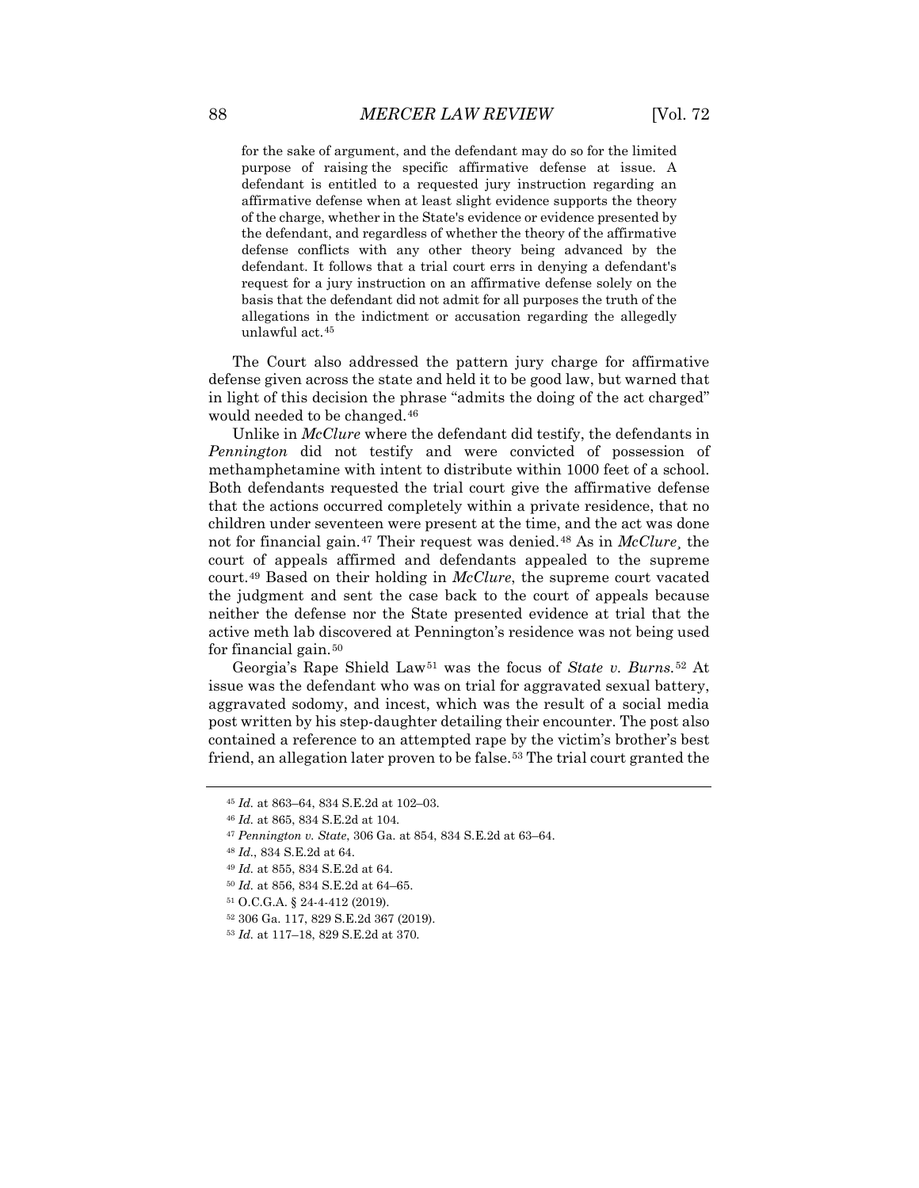> for the sake of argument, and the defendant may do so for the limited purpose of raising the specific affirmative defense at issue. A defendant is entitled to a requested jury instruction regarding an affirmative defense when at least slight evidence supports the theory of the charge, whether in the State's evidence or evidence presented by the defendant, and regardless of whether the theory of the affirmative defense conflicts with any other theory being advanced by the defendant. It follows that a trial court errs in denying a defendant's request for a jury instruction on an affirmative defense solely on the basis that the defendant did not admit for all purposes the truth of the allegations in the indictment or accusation regarding the allegedly unlawful act.[45]

The Court also addressed the pattern jury charge for affirmative defense given across the state and held it to be good law, but warned that in light of this decision the phrase "admits the doing of the act charged" would needed to be changed.[46]

Unlike in *McClure* where the defendant did testify, the defendants in *Pennington* did not testify and were convicted of possession of methamphetamine with intent to distribute within 1000 feet of a school. Both defendants requested the trial court give the affirmative defense that the actions occurred completely within a private residence, that no children under seventeen were present at the time, and the act was done not for financial gain.[47] Their request was denied.[48] As in *McClure¸* the court of appeals affirmed and defendants appealed to the supreme court.[49] Based on their holding in *McClure*, the supreme court vacated the judgment and sent the case back to the court of appeals because neither the defense nor the State presented evidence at trial that the active meth lab discovered at Pennington's residence was not being used for financial gain.[50]

Georgia's Rape Shield Law[51] was the focus of *State v. Burns.*[52] At issue was the defendant who was on trial for aggravated sexual battery, aggravated sodomy, and incest, which was the result of a social media post written by his step-daughter detailing their encounter. The post also contained a reference to an attempted rape by the victim's brother's best friend, an allegation later proven to be false.[53] The trial court granted the

---

[45] *Id.* at 863–64, 834 S.E.2d at 102–03.

[46] *Id.* at 865, 834 S.E.2d at 104.

[47] *Pennington v. State*, 306 Ga. at 854, 834 S.E.2d at 63–64.

[48] *Id.*, 834 S.E.2d at 64.

[49] *Id.* at 855, 834 S.E.2d at 64.

[50] *Id.* at 856, 834 S.E.2d at 64–65.

[51] O.C.G.A. § 24-4-412 (2019).

[52] 306 Ga. 117, 829 S.E.2d 367 (2019).

[53] *Id.* at 117–18, 829 S.E.2d at 370.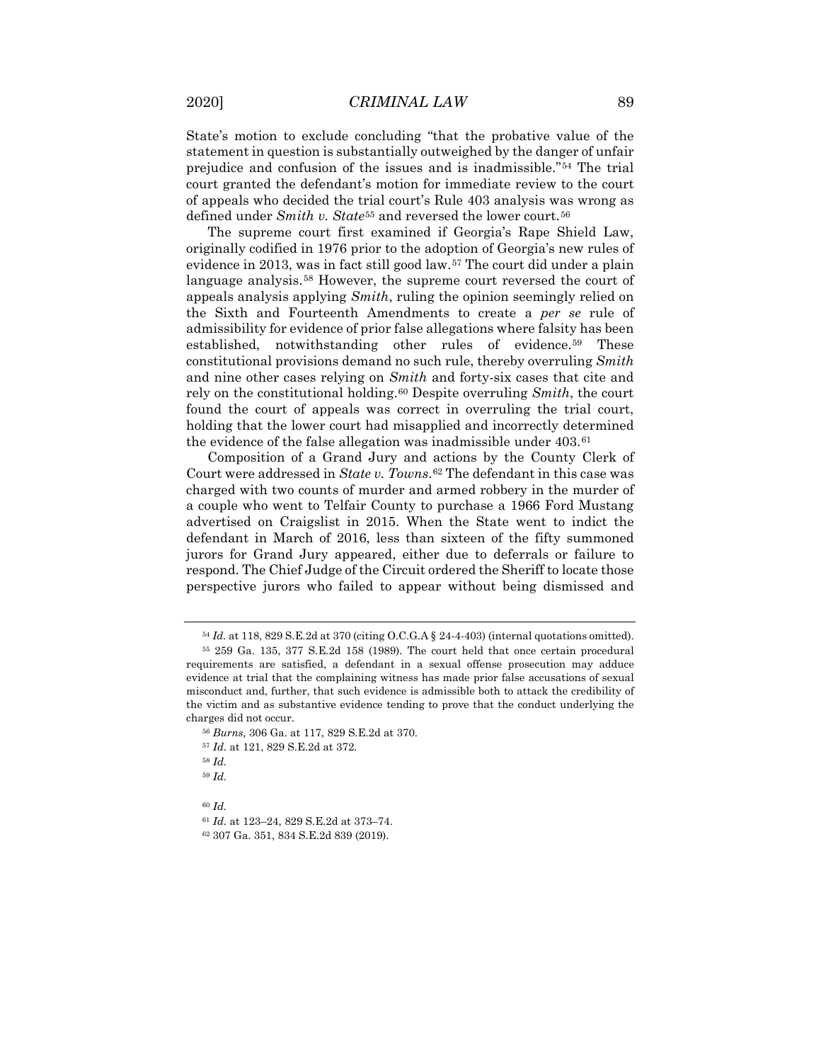State's motion to exclude concluding "that the probative value of the statement in question is substantially outweighed by the danger of unfair prejudice and confusion of the issues and is inadmissible."[54] The trial court granted the defendant's motion for immediate review to the court of appeals who decided the trial court's Rule 403 analysis was wrong as defined under *Smith v. State*[55] and reversed the lower court.[56]

The supreme court first examined if Georgia's Rape Shield Law, originally codified in 1976 prior to the adoption of Georgia's new rules of evidence in 2013, was in fact still good law.[57] The court did under a plain language analysis.[58] However, the supreme court reversed the court of appeals analysis applying *Smith*, ruling the opinion seemingly relied on the Sixth and Fourteenth Amendments to create a *per se* rule of admissibility for evidence of prior false allegations where falsity has been established, notwithstanding other rules of evidence.[59] These constitutional provisions demand no such rule, thereby overruling *Smith* and nine other cases relying on *Smith* and forty-six cases that cite and rely on the constitutional holding.[60] Despite overruling *Smith*, the court found the court of appeals was correct in overruling the trial court, holding that the lower court had misapplied and incorrectly determined the evidence of the false allegation was inadmissible under 403.[61]

Composition of a Grand Jury and actions by the County Clerk of Court were addressed in *State v. Towns*.[62] The defendant in this case was charged with two counts of murder and armed robbery in the murder of a couple who went to Telfair County to purchase a 1966 Ford Mustang advertised on Craigslist in 2015. When the State went to indict the defendant in March of 2016, less than sixteen of the fifty summoned jurors for Grand Jury appeared, either due to deferrals or failure to respond. The Chief Judge of the Circuit ordered the Sheriff to locate those perspective jurors who failed to appear without being dismissed and

---

[54] *Id.* at 118, 829 S.E.2d at 370 (citing O.C.G.A § 24-4-403) (internal quotations omitted).

[55] 259 Ga. 135, 377 S.E.2d 158 (1989). The court held that once certain procedural requirements are satisfied, a defendant in a sexual offense prosecution may adduce evidence at trial that the complaining witness has made prior false accusations of sexual misconduct and, further, that such evidence is admissible both to attack the credibility of the victim and as substantive evidence tending to prove that the conduct underlying the charges did not occur.

[56] *Burns,* 306 Ga. at 117, 829 S.E.2d at 370.

[57] *Id.* at 121, 829 S.E.2d at 372.

[58] *Id.*

[59] *Id.*

[60] *Id.*

[61] *Id.* at 123–24, 829 S.E.2d at 373–74.

[62] 307 Ga. 351, 834 S.E.2d 839 (2019).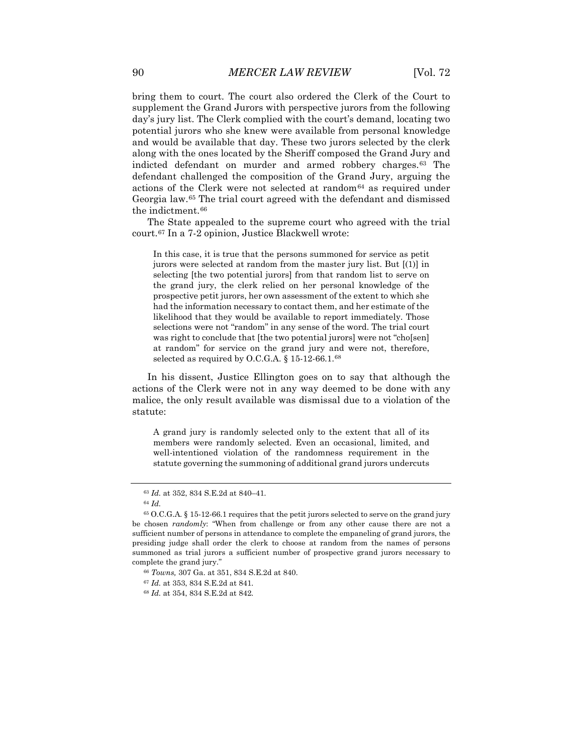bring them to court. The court also ordered the Clerk of the Court to supplement the Grand Jurors with perspective jurors from the following day's jury list. The Clerk complied with the court's demand, locating two potential jurors who she knew were available from personal knowledge and would be available that day. These two jurors selected by the clerk along with the ones located by the Sheriff composed the Grand Jury and indicted defendant on murder and armed robbery charges.[63] The defendant challenged the composition of the Grand Jury, arguing the actions of the Clerk were not selected at random[64] as required under Georgia law.[65] The trial court agreed with the defendant and dismissed the indictment.[66]

The State appealed to the supreme court who agreed with the trial court.[67] In a 7-2 opinion, Justice Blackwell wrote:

> In this case, it is true that the persons summoned for service as petit jurors were selected at random from the master jury list. But [(1)] in selecting [the two potential jurors] from that random list to serve on the grand jury, the clerk relied on her personal knowledge of the prospective petit jurors, her own assessment of the extent to which she had the information necessary to contact them, and her estimate of the likelihood that they would be available to report immediately. Those selections were not "random" in any sense of the word. The trial court was right to conclude that [the two potential jurors] were not "cho[sen] at random" for service on the grand jury and were not, therefore, selected as required by O.C.G.A. § 15-12-66.1.[68]

In his dissent, Justice Ellington goes on to say that although the actions of the Clerk were not in any way deemed to be done with any malice, the only result available was dismissal due to a violation of the statute:

> A grand jury is randomly selected only to the extent that all of its members were randomly selected. Even an occasional, limited, and well-intentioned violation of the randomness requirement in the statute governing the summoning of additional grand jurors undercuts

---

[63] *Id.* at 352, 834 S.E.2d at 840–41.

[64] *Id.*

[65] O.C.G.A. § 15-12-66.1 requires that the petit jurors selected to serve on the grand jury be chosen *randomly*: "When from challenge or from any other cause there are not a sufficient number of persons in attendance to complete the empaneling of grand jurors, the presiding judge shall order the clerk to choose at random from the names of persons summoned as trial jurors a sufficient number of prospective grand jurors necessary to complete the grand jury."

[66] *Towns,* 307 Ga. at 351, 834 S.E.2d at 840.

[67] *Id.* at 353, 834 S.E.2d at 841.

[68] *Id.* at 354, 834 S.E.2d at 842.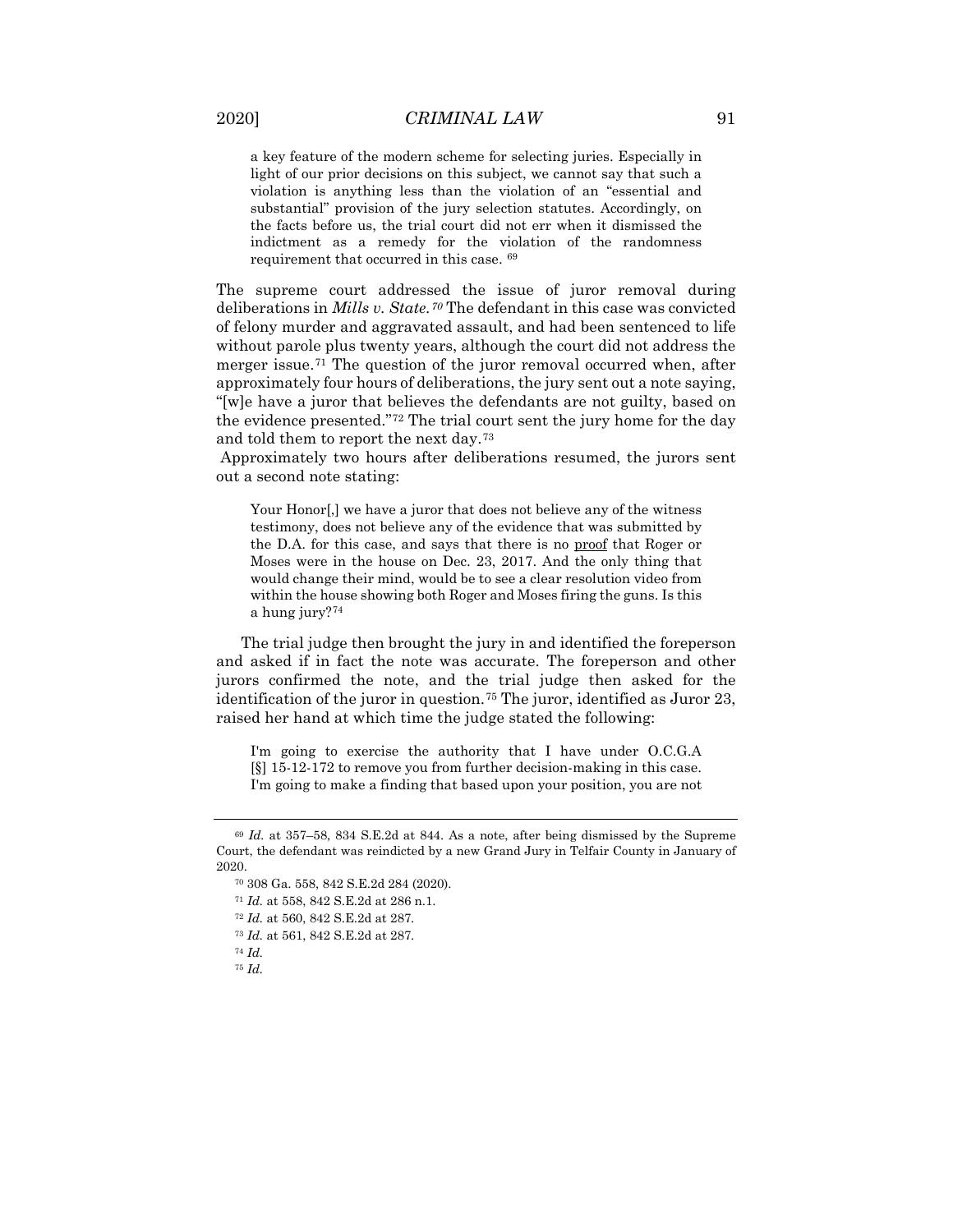> a key feature of the modern scheme for selecting juries. Especially in light of our prior decisions on this subject, we cannot say that such a violation is anything less than the violation of an "essential and substantial" provision of the jury selection statutes. Accordingly, on the facts before us, the trial court did not err when it dismissed the indictment as a remedy for the violation of the randomness requirement that occurred in this case. [69]

The supreme court addressed the issue of juror removal during deliberations in *Mills v. State.*[70] The defendant in this case was convicted of felony murder and aggravated assault, and had been sentenced to life without parole plus twenty years, although the court did not address the merger issue.[71] The question of the juror removal occurred when, after approximately four hours of deliberations, the jury sent out a note saying, "[w]e have a juror that believes the defendants are not guilty, based on the evidence presented."[72] The trial court sent the jury home for the day and told them to report the next day.[73]

Approximately two hours after deliberations resumed, the jurors sent out a second note stating:

> Your Honor[,] we have a juror that does not believe any of the witness testimony, does not believe any of the evidence that was submitted by the D.A. for this case, and says that there is no proof that Roger or Moses were in the house on Dec. 23, 2017. And the only thing that would change their mind, would be to see a clear resolution video from within the house showing both Roger and Moses firing the guns. Is this a hung jury?[74]

The trial judge then brought the jury in and identified the foreperson and asked if in fact the note was accurate. The foreperson and other jurors confirmed the note, and the trial judge then asked for the identification of the juror in question.[75] The juror, identified as Juror 23, raised her hand at which time the judge stated the following:

> I'm going to exercise the authority that I have under O.C.G.A [§] 15-12-172 to remove you from further decision-making in this case. I'm going to make a finding that based upon your position, you are not

---

[69] *Id.* at 357–58, 834 S.E.2d at 844. As a note, after being dismissed by the Supreme Court, the defendant was reindicted by a new Grand Jury in Telfair County in January of 2020.

[70] 308 Ga. 558, 842 S.E.2d 284 (2020).

[71] *Id.* at 558, 842 S.E.2d at 286 n.1.

[72] *Id.* at 560, 842 S.E.2d at 287.

[73] *Id.* at 561, 842 S.E.2d at 287.

[74] *Id.*

[75] *Id.*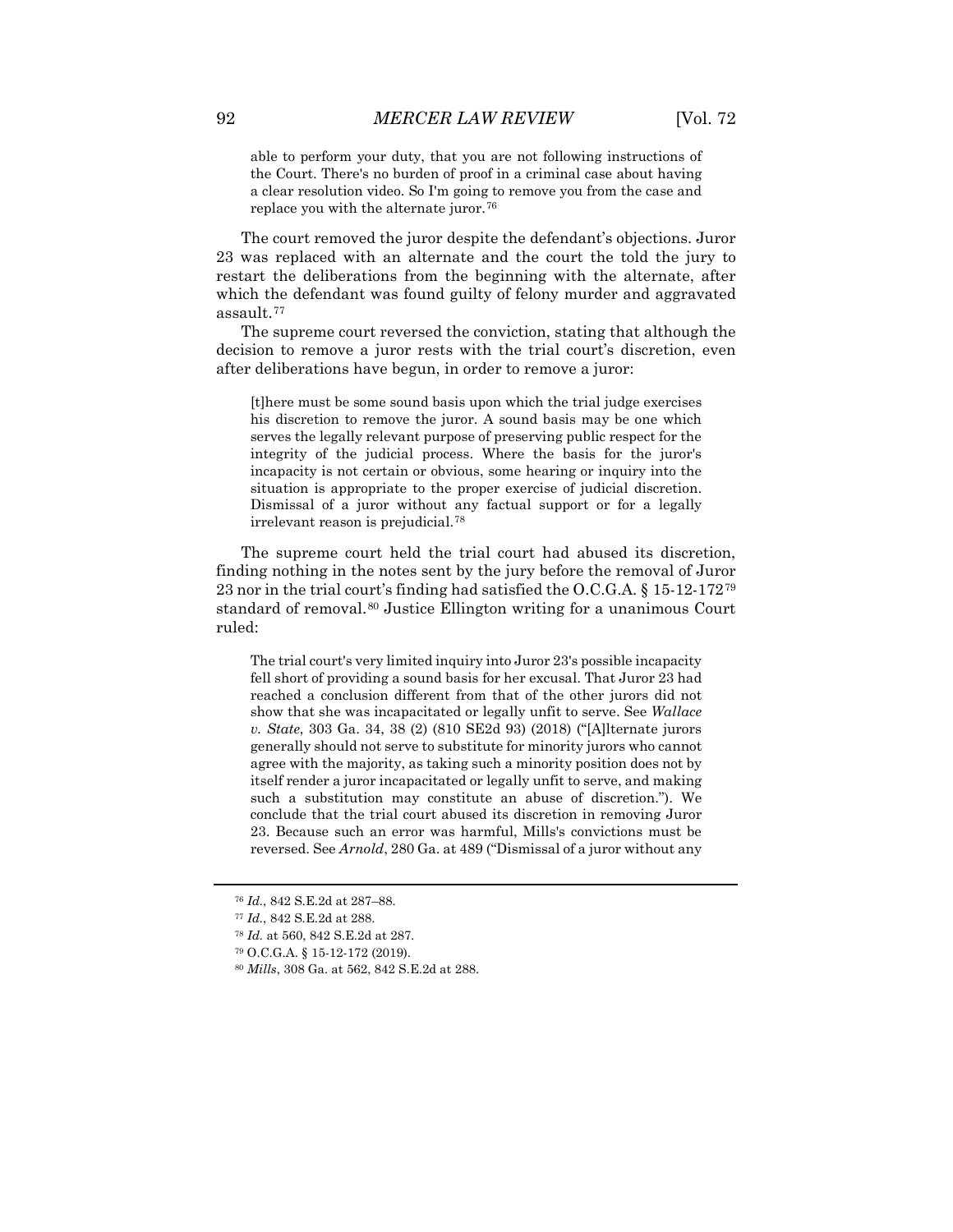> able to perform your duty, that you are not following instructions of the Court. There's no burden of proof in a criminal case about having a clear resolution video. So I'm going to remove you from the case and replace you with the alternate juror.[76]

The court removed the juror despite the defendant's objections. Juror 23 was replaced with an alternate and the court the told the jury to restart the deliberations from the beginning with the alternate, after which the defendant was found guilty of felony murder and aggravated assault.[77]

The supreme court reversed the conviction, stating that although the decision to remove a juror rests with the trial court's discretion, even after deliberations have begun, in order to remove a juror:

> [t]here must be some sound basis upon which the trial judge exercises his discretion to remove the juror. A sound basis may be one which serves the legally relevant purpose of preserving public respect for the integrity of the judicial process. Where the basis for the juror's incapacity is not certain or obvious, some hearing or inquiry into the situation is appropriate to the proper exercise of judicial discretion. Dismissal of a juror without any factual support or for a legally irrelevant reason is prejudicial.[78]

The supreme court held the trial court had abused its discretion, finding nothing in the notes sent by the jury before the removal of Juror 23 nor in the trial court's finding had satisfied the O.C.G.A. § 15-12-172[79] standard of removal.[80] Justice Ellington writing for a unanimous Court ruled:

> The trial court's very limited inquiry into Juror 23's possible incapacity fell short of providing a sound basis for her excusal. That Juror 23 had reached a conclusion different from that of the other jurors did not show that she was incapacitated or legally unfit to serve. See *Wallace v. State*, 303 Ga. 34, 38 (2) (810 SE2d 93) (2018) ("[A]lternate jurors generally should not serve to substitute for minority jurors who cannot agree with the majority, as taking such a minority position does not by itself render a juror incapacitated or legally unfit to serve, and making such a substitution may constitute an abuse of discretion."). We conclude that the trial court abused its discretion in removing Juror 23. Because such an error was harmful, Mills's convictions must be reversed. See *Arnold*, 280 Ga. at 489 ("Dismissal of a juror without any

---

[76] *Id.*, 842 S.E.2d at 287–88.

[77] *Id.*, 842 S.E.2d at 288.

[78] *Id.* at 560, 842 S.E.2d at 287.

[79] O.C.G.A. § 15-12-172 (2019).

[80] *Mills*, 308 Ga. at 562, 842 S.E.2d at 288.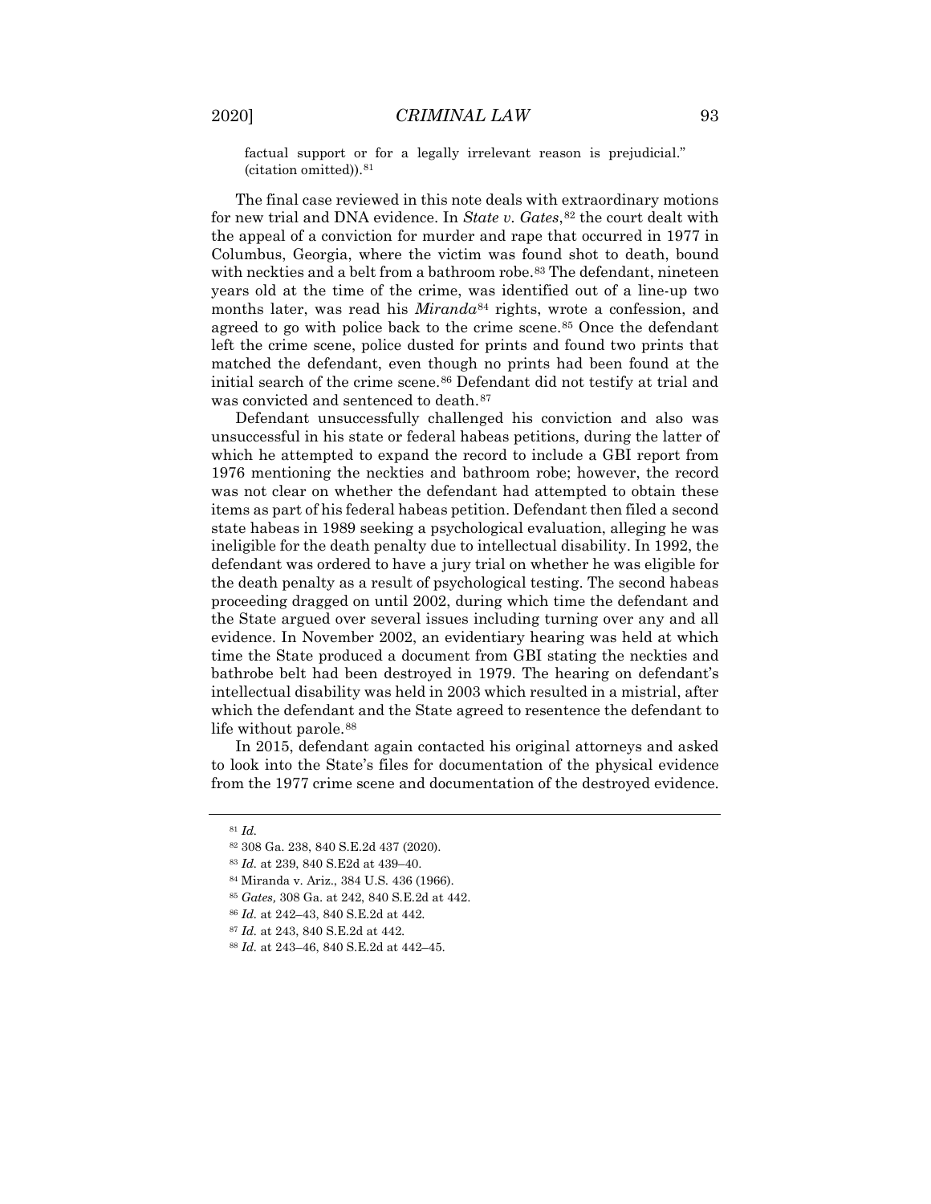factual support or for a legally irrelevant reason is prejudicial." (citation omitted)).[81]

The final case reviewed in this note deals with extraordinary motions for new trial and DNA evidence. In *State v. Gates*,[82] the court dealt with the appeal of a conviction for murder and rape that occurred in 1977 in Columbus, Georgia, where the victim was found shot to death, bound with neckties and a belt from a bathroom robe.[83] The defendant, nineteen years old at the time of the crime, was identified out of a line-up two months later, was read his *Miranda*[84] rights, wrote a confession, and agreed to go with police back to the crime scene.[85] Once the defendant left the crime scene, police dusted for prints and found two prints that matched the defendant, even though no prints had been found at the initial search of the crime scene.[86] Defendant did not testify at trial and was convicted and sentenced to death.[87]

Defendant unsuccessfully challenged his conviction and also was unsuccessful in his state or federal habeas petitions, during the latter of which he attempted to expand the record to include a GBI report from 1976 mentioning the neckties and bathroom robe; however, the record was not clear on whether the defendant had attempted to obtain these items as part of his federal habeas petition. Defendant then filed a second state habeas in 1989 seeking a psychological evaluation, alleging he was ineligible for the death penalty due to intellectual disability. In 1992, the defendant was ordered to have a jury trial on whether he was eligible for the death penalty as a result of psychological testing. The second habeas proceeding dragged on until 2002, during which time the defendant and the State argued over several issues including turning over any and all evidence. In November 2002, an evidentiary hearing was held at which time the State produced a document from GBI stating the neckties and bathrobe belt had been destroyed in 1979. The hearing on defendant's intellectual disability was held in 2003 which resulted in a mistrial, after which the defendant and the State agreed to resentence the defendant to life without parole.[88]

In 2015, defendant again contacted his original attorneys and asked to look into the State's files for documentation of the physical evidence from the 1977 crime scene and documentation of the destroyed evidence.

---

[81] *Id.*

[82] 308 Ga. 238, 840 S.E.2d 437 (2020).

[83] *Id.* at 239, 840 S.E2d at 439–40.

[84] Miranda v. Ariz., 384 U.S. 436 (1966).

[85] *Gates,* 308 Ga. at 242, 840 S.E.2d at 442.

[86] *Id.* at 242–43, 840 S.E.2d at 442.

[87] *Id.* at 243, 840 S.E.2d at 442.

[88] *Id.* at 243–46, 840 S.E.2d at 442–45.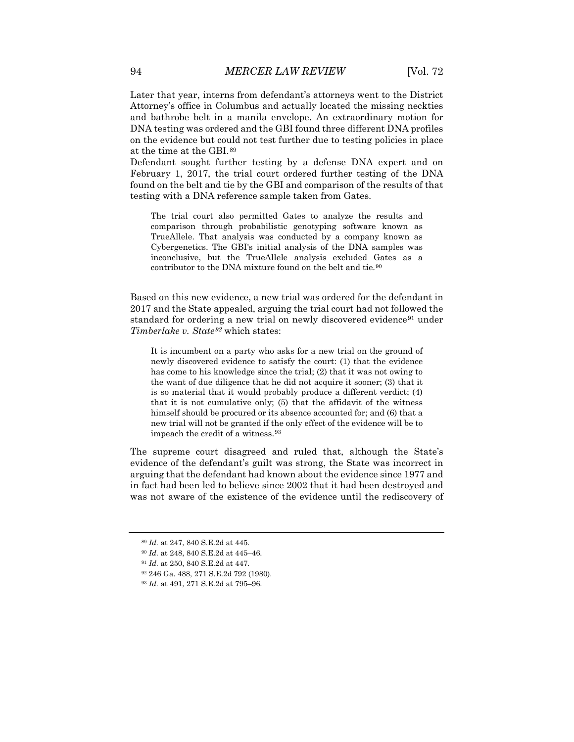Later that year, interns from defendant's attorneys went to the District Attorney's office in Columbus and actually located the missing neckties and bathrobe belt in a manila envelope. An extraordinary motion for DNA testing was ordered and the GBI found three different DNA profiles on the evidence but could not test further due to testing policies in place at the time at the GBI.[89]

Defendant sought further testing by a defense DNA expert and on February 1, 2017, the trial court ordered further testing of the DNA found on the belt and tie by the GBI and comparison of the results of that testing with a DNA reference sample taken from Gates.

> The trial court also permitted Gates to analyze the results and comparison through probabilistic genotyping software known as TrueAllele. That analysis was conducted by a company known as Cybergenetics. The GBI's initial analysis of the DNA samples was inconclusive, but the TrueAllele analysis excluded Gates as a contributor to the DNA mixture found on the belt and tie.[90]

Based on this new evidence, a new trial was ordered for the defendant in 2017 and the State appealed, arguing the trial court had not followed the standard for ordering a new trial on newly discovered evidence[91] under *Timberlake v. State*[92] which states:

> It is incumbent on a party who asks for a new trial on the ground of newly discovered evidence to satisfy the court: (1) that the evidence has come to his knowledge since the trial; (2) that it was not owing to the want of due diligence that he did not acquire it sooner; (3) that it is so material that it would probably produce a different verdict; (4) that it is not cumulative only; (5) that the affidavit of the witness himself should be procured or its absence accounted for; and (6) that a new trial will not be granted if the only effect of the evidence will be to impeach the credit of a witness.[93]

The supreme court disagreed and ruled that, although the State's evidence of the defendant's guilt was strong, the State was incorrect in arguing that the defendant had known about the evidence since 1977 and in fact had been led to believe since 2002 that it had been destroyed and was not aware of the existence of the evidence until the rediscovery of

---

[89] *Id.* at 247, 840 S.E.2d at 445.

[90] *Id.* at 248, 840 S.E.2d at 445–46.

[91] *Id.* at 250, 840 S.E.2d at 447.

[92] 246 Ga. 488, 271 S.E.2d 792 (1980).

[93] *Id.* at 491, 271 S.E.2d at 795–96.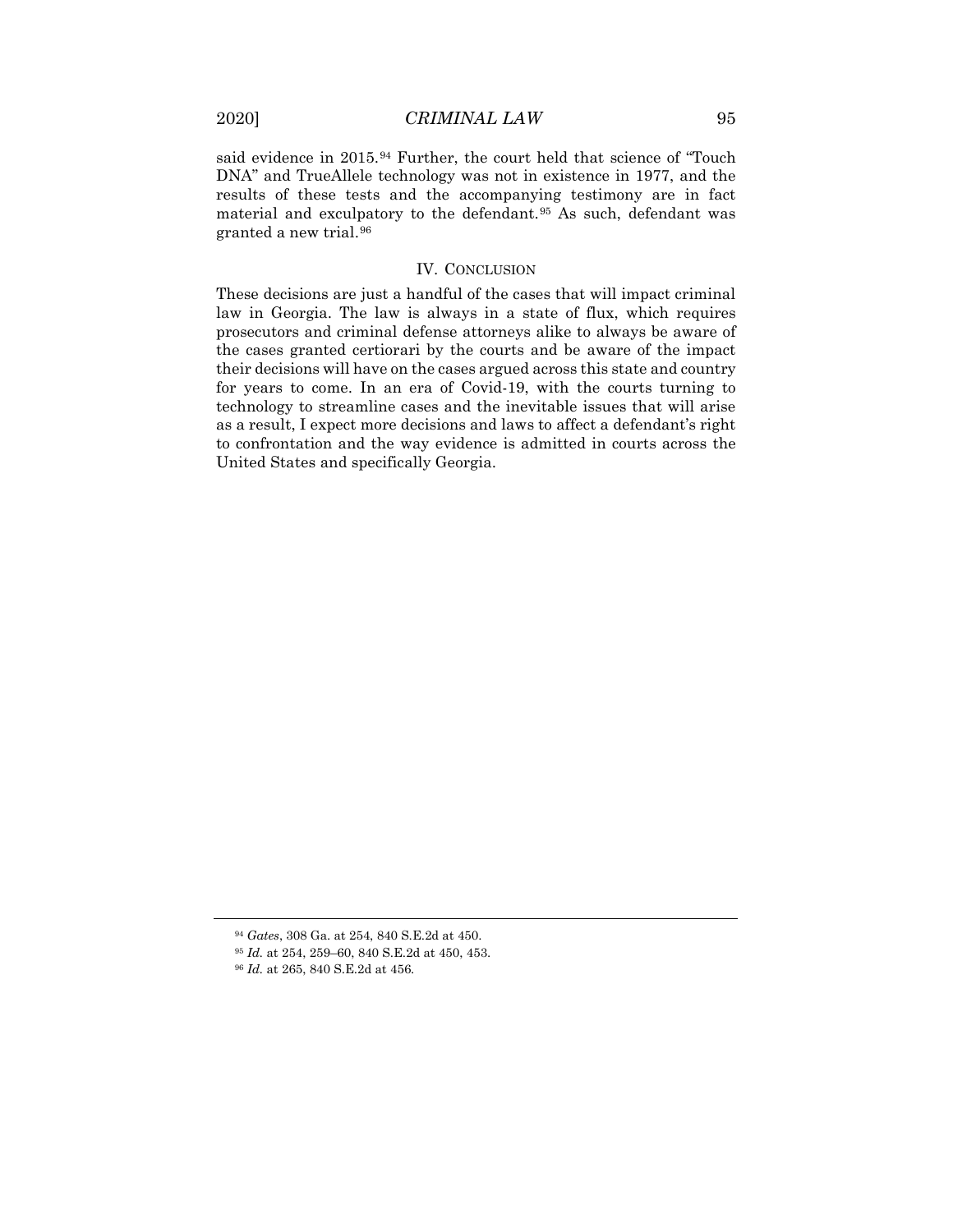said evidence in 2015.[94] Further, the court held that science of "Touch DNA" and TrueAllele technology was not in existence in 1977, and the results of these tests and the accompanying testimony are in fact material and exculpatory to the defendant.[95] As such, defendant was granted a new trial.[96]

## IV. CONCLUSION

These decisions are just a handful of the cases that will impact criminal law in Georgia. The law is always in a state of flux, which requires prosecutors and criminal defense attorneys alike to always be aware of the cases granted certiorari by the courts and be aware of the impact their decisions will have on the cases argued across this state and country for years to come. In an era of Covid-19, with the courts turning to technology to streamline cases and the inevitable issues that will arise as a result, I expect more decisions and laws to affect a defendant's right to confrontation and the way evidence is admitted in courts across the United States and specifically Georgia.

---

[94] *Gates*, 308 Ga. at 254, 840 S.E.2d at 450.

[95] *Id.* at 254, 259–60, 840 S.E.2d at 450, 453.

[96] *Id.* at 265, 840 S.E.2d at 456.